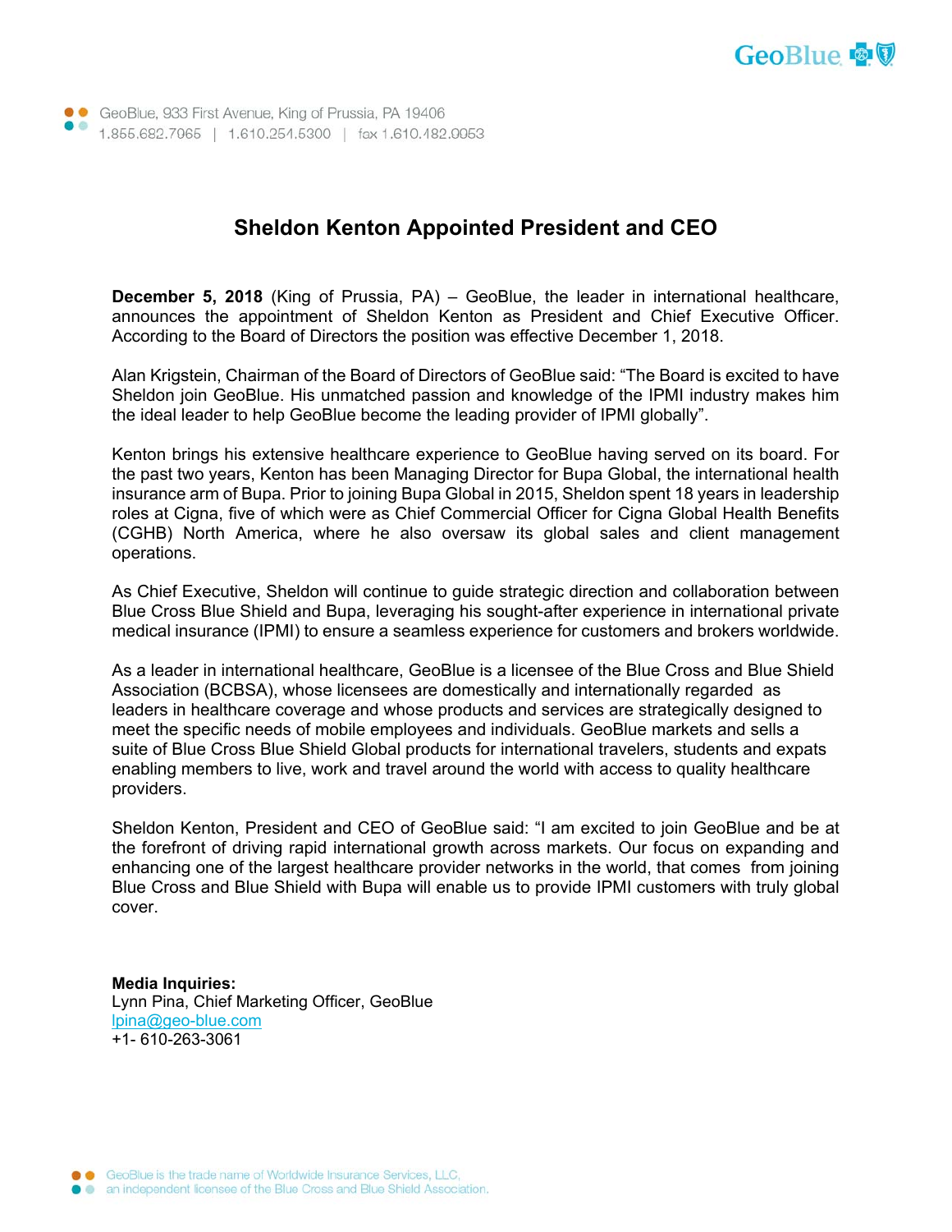GeoBlue, 933 First Avenue, King of Prussia, PA 19406
1.855.682.7065 | 1.610.254.5300 | fax 1.610.482.9953

# Sheldon Kenton Appointed President and CEO

**December 5, 2018** (King of Prussia, PA) – GeoBlue, the leader in international healthcare, announces the appointment of Sheldon Kenton as President and Chief Executive Officer. According to the Board of Directors the position was effective December 1, 2018.

Alan Krigstein, Chairman of the Board of Directors of GeoBlue said: "The Board is excited to have Sheldon join GeoBlue. His unmatched passion and knowledge of the IPMI industry makes him the ideal leader to help GeoBlue become the leading provider of IPMI globally".

Kenton brings his extensive healthcare experience to GeoBlue having served on its board. For the past two years, Kenton has been Managing Director for Bupa Global, the international health insurance arm of Bupa. Prior to joining Bupa Global in 2015, Sheldon spent 18 years in leadership roles at Cigna, five of which were as Chief Commercial Officer for Cigna Global Health Benefits (CGHB) North America, where he also oversaw its global sales and client management operations.

As Chief Executive, Sheldon will continue to guide strategic direction and collaboration between Blue Cross Blue Shield and Bupa, leveraging his sought-after experience in international private medical insurance (IPMI) to ensure a seamless experience for customers and brokers worldwide.

As a leader in international healthcare, GeoBlue is a licensee of the Blue Cross and Blue Shield Association (BCBSA), whose licensees are domestically and internationally regarded as leaders in healthcare coverage and whose products and services are strategically designed to meet the specific needs of mobile employees and individuals. GeoBlue markets and sells a suite of Blue Cross Blue Shield Global products for international travelers, students and expats enabling members to live, work and travel around the world with access to quality healthcare providers.

Sheldon Kenton, President and CEO of GeoBlue said: "I am excited to join GeoBlue and be at the forefront of driving rapid international growth across markets. Our focus on expanding and enhancing one of the largest healthcare provider networks in the world, that comes from joining Blue Cross and Blue Shield with Bupa will enable us to provide IPMI customers with truly global cover.

**Media Inquiries:**
Lynn Pina, Chief Marketing Officer, GeoBlue
lpina@geo-blue.com
+1- 610-263-3061

GeoBlue is the trade name of Worldwide Insurance Services, LLC, an independent licensee of the Blue Cross and Blue Shield Association.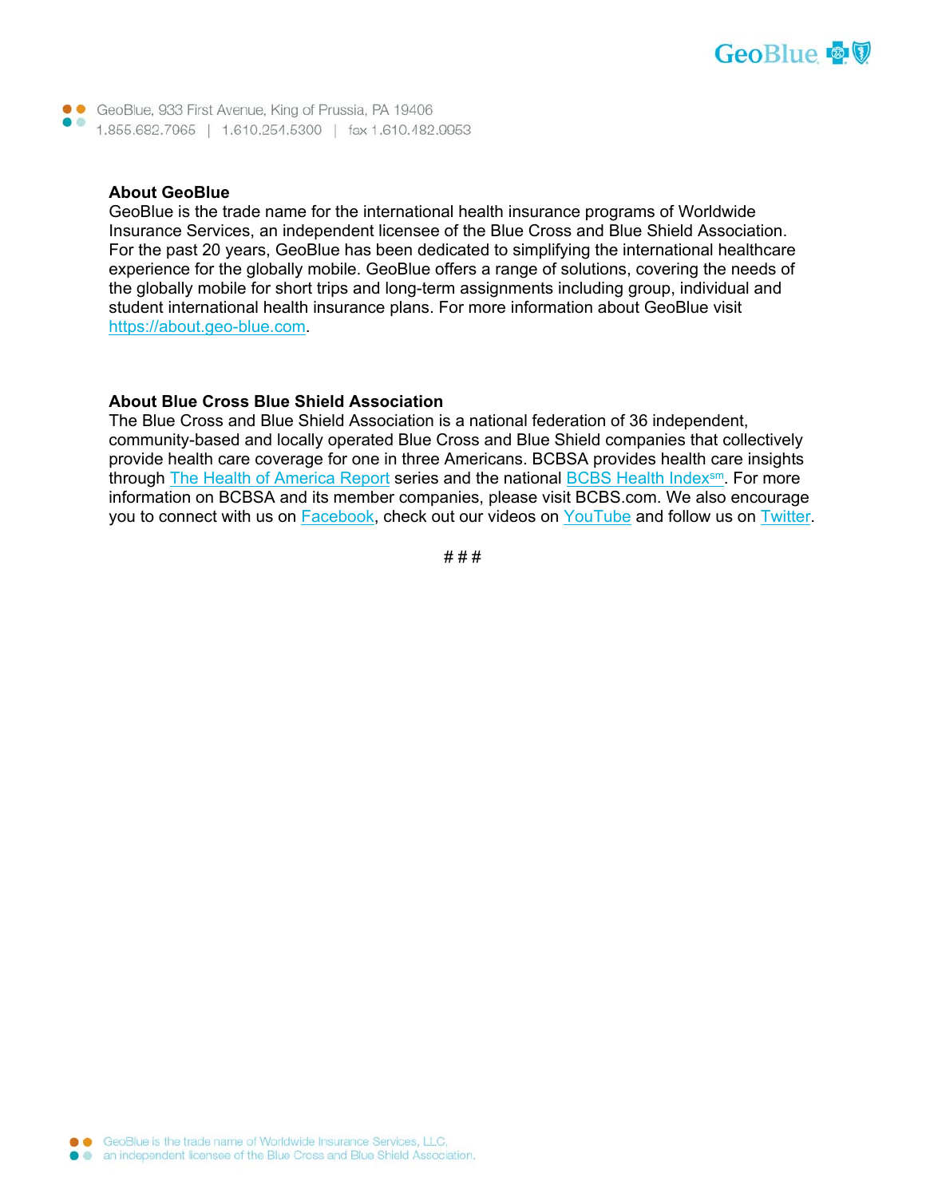**About GeoBlue**
GeoBlue is the trade name for the international health insurance programs of Worldwide Insurance Services, an independent licensee of the Blue Cross and Blue Shield Association. For the past 20 years, GeoBlue has been dedicated to simplifying the international healthcare experience for the globally mobile. GeoBlue offers a range of solutions, covering the needs of the globally mobile for short trips and long-term assignments including group, individual and student international health insurance plans. For more information about GeoBlue visit https://about.geo-blue.com.

**About Blue Cross Blue Shield Association**
The Blue Cross and Blue Shield Association is a national federation of 36 independent, community-based and locally operated Blue Cross and Blue Shield companies that collectively provide health care coverage for one in three Americans. BCBSA provides health care insights through The Health of America Report series and the national BCBS Health Index[sm]. For more information on BCBSA and its member companies, please visit BCBS.com. We also encourage you to connect with us on Facebook, check out our videos on YouTube and follow us on Twitter.

# # #